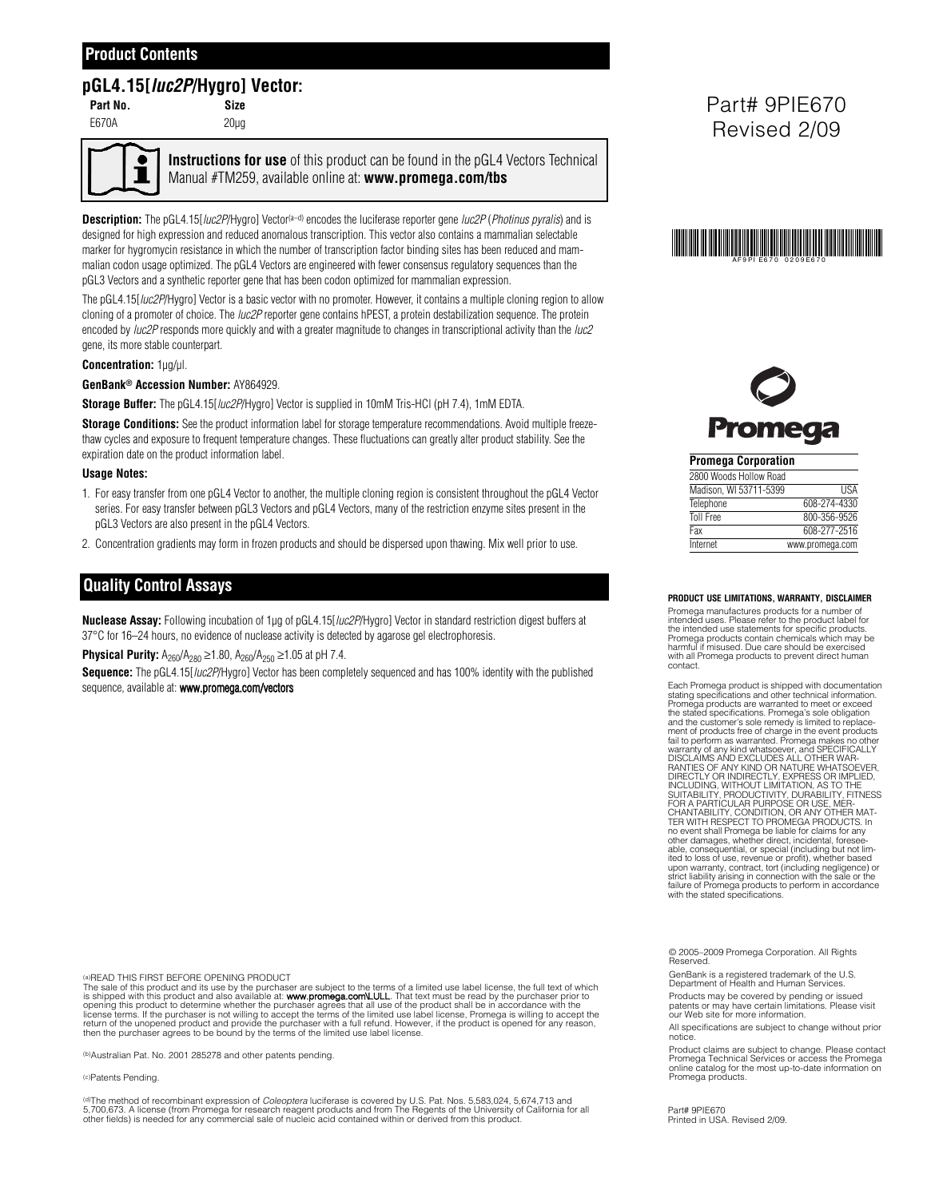## Product Contents

### pGL4.15[*luc2P*/Hygro] Vector:

| Part No. | Size |
|---|---|
| E670A | 20µg |

**Instructions for use** of this product can be found in the pGL4 Vectors Technical Manual #TM259, available online at: **www.promega.com/tbs**

**Description:** The pGL4.15[*luc2P*/Hygro] Vector[a–d] encodes the luciferase reporter gene *luc2P* (*Photinus pyralis*) and is designed for high expression and reduced anomalous transcription. This vector also contains a mammalian selectable marker for hygromycin resistance in which the number of transcription factor binding sites has been reduced and mammalian codon usage optimized. The pGL4 Vectors are engineered with fewer consensus regulatory sequences than the pGL3 Vectors and a synthetic reporter gene that has been codon optimized for mammalian expression.

The pGL4.15[*luc2P*/Hygro] Vector is a basic vector with no promoter. However, it contains a multiple cloning region to allow cloning of a promoter of choice. The *luc2P* reporter gene contains hPEST, a protein destabilization sequence. The protein encoded by *luc2P* responds more quickly and with a greater magnitude to changes in transcriptional activity than the *luc2* gene, its more stable counterpart.

**Concentration:** 1µg/µl.

**GenBank® Accession Number:** AY864929.

**Storage Buffer:** The pGL4.15[*luc2P*/Hygro] Vector is supplied in 10mM Tris-HCl (pH 7.4), 1mM EDTA.

**Storage Conditions:** See the product information label for storage temperature recommendations. Avoid multiple freeze-thaw cycles and exposure to frequent temperature changes. These fluctuations can greatly alter product stability. See the expiration date on the product information label.

**Usage Notes:**

1. For easy transfer from one pGL4 Vector to another, the multiple cloning region is consistent throughout the pGL4 Vector series. For easy transfer between pGL3 Vectors and pGL4 Vectors, many of the restriction enzyme sites present in the pGL3 Vectors are also present in the pGL4 Vectors.
2. Concentration gradients may form in frozen products and should be dispersed upon thawing. Mix well prior to use.

## Quality Control Assays

**Nuclease Assay:** Following incubation of 1µg of pGL4.15[*luc2P*/Hygro] Vector in standard restriction digest buffers at 37°C for 16–24 hours, no evidence of nuclease activity is detected by agarose gel electrophoresis.

**Physical Purity:** $A_{260}/A_{280} \geq 1.80$, $A_{260}/A_{250} \geq 1.05$ at pH 7.4.

**Sequence:** The pGL4.15[*luc2P*/Hygro] Vector has been completely sequenced and has 100% identity with the published sequence, available at: **www.promega.com/vectors**

[a]READ THIS FIRST BEFORE OPENING PRODUCT
The sale of this product and its use by the purchaser are subject to the terms of a limited use label license, the full text of which is shipped with this product and also available at: **www.promega.com\LULL**. That text must be read by the purchaser prior to opening this product to determine whether the purchaser agrees that all use of the product shall be in accordance with the license terms. If the purchaser is not willing to accept the terms of the limited use label license, Promega is willing to accept the return of the unopened product and provide the purchaser with a full refund. However, if the product is opened for any reason, then the purchaser agrees to be bound by the terms of the limited use label license.

[b]Australian Pat. No. 2001 285278 and other patents pending.

[c]Patents Pending.

[d]The method of recombinant expression of *Coleoptera* luciferase is covered by U.S. Pat. Nos. 5,583,024, 5,674,713 and 5,700,673. A license (from Promega for research reagent products and from The Regents of the University of California for all other fields) is needed for any commercial sale of nucleic acid contained within or derived from this product.

Part# 9PIE670
Revised 2/09

AF9PI E670 0209E670

**Promega Corporation**

| | |
|---|---|
| 2800 Woods Hollow Road | |
| Madison, WI 53711-5399 | USA |
| Telephone | 608-274-4330 |
| Toll Free | 800-356-9526 |
| Fax | 608-277-2516 |
| Internet | www.promega.com |

**PRODUCT USE LIMITATIONS, WARRANTY, DISCLAIMER**

Promega manufactures products for a number of intended uses. Please refer to the product label for the intended use statements for specific products. Promega products contain chemicals which may be harmful if misused. Due care should be exercised with all Promega products to prevent direct human contact.

Each Promega product is shipped with documentation stating specifications and other technical information. Promega products are warranted to meet or exceed the stated specifications. Promega's sole obligation and the customer's sole remedy is limited to replacement of products free of charge in the event products fail to perform as warranted. Promega makes no other warranty of any kind whatsoever, and SPECIFICALLY DISCLAIMS AND EXCLUDES ALL OTHER WARRANTIES OF ANY KIND OR NATURE WHATSOEVER, DIRECTLY OR INDIRECTLY, EXPRESS OR IMPLIED, INCLUDING, WITHOUT LIMITATION, AS TO THE SUITABILITY, PRODUCTIVITY, DURABILITY, FITNESS FOR A PARTICULAR PURPOSE OR USE, MERCHANTABILITY, CONDITION, OR ANY OTHER MATTER WITH RESPECT TO PROMEGA PRODUCTS. In no event shall Promega be liable for claims for any other damages, whether direct, incidental, foreseeable, consequential, or special (including but not limited to loss of use, revenue or profit), whether based upon warranty, contract, tort (including negligence) or strict liability arising in connection with the sale or the failure of Promega products to perform in accordance with the stated specifications.

© 2005–2009 Promega Corporation. All Rights Reserved.

GenBank is a registered trademark of the U.S. Department of Health and Human Services.

Products may be covered by pending or issued patents or may have certain limitations. Please visit our Web site for more information.

All specifications are subject to change without prior notice.

Product claims are subject to change. Please contact Promega Technical Services or access the Promega online catalog for the most up-to-date information on Promega products.

Part# 9PIE670
Printed in USA. Revised 2/09.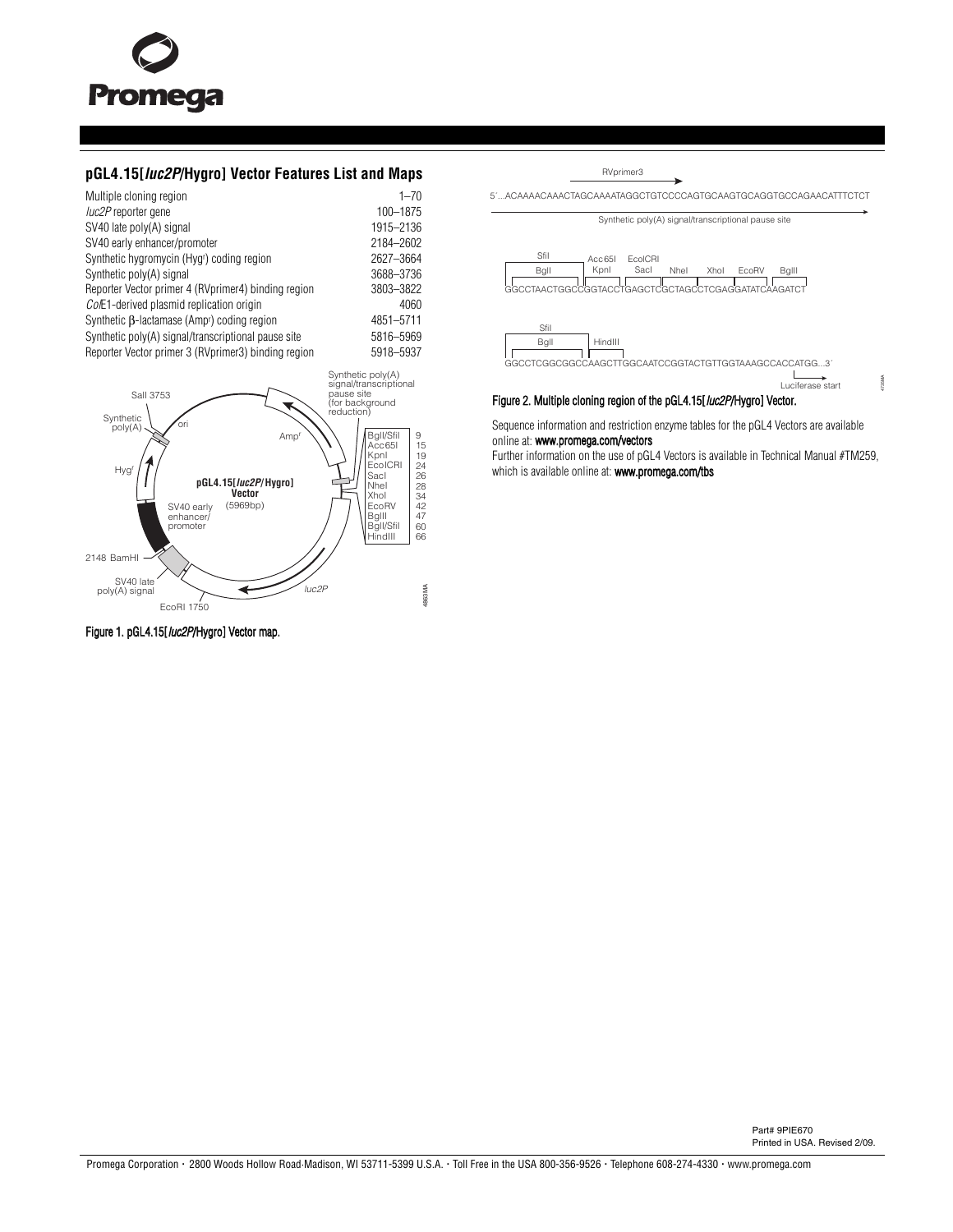## pGL4.15[*luc2P*/Hygro] Vector Features List and Maps

| | |
|---|---|
| Multiple cloning region | 1–70 |
| *luc2P* reporter gene | 100–1875 |
| SV40 late poly(A) signal | 1915–2136 |
| SV40 early enhancer/promoter | 2184–2602 |
| Synthetic hygromycin (Hyg[r]) coding region | 2627–3664 |
| Synthetic poly(A) signal | 3688–3736 |
| Reporter Vector primer 4 (RVprimer4) binding region | 3803–3822 |
| *ColE1*-derived plasmid replication origin | 4060 |
| Synthetic β-lactamase (Amp[r]) coding region | 4851–5711 |
| Synthetic poly(A) signal/transcriptional pause site | 5816–5969 |
| Reporter Vector primer 3 (RVprimer3) binding region | 5918–5937 |

pGL4.15[*luc2P*/Hygro] Vector (5969bp)

SalI 3753
Synthetic poly(A)
ori
Amp[r]
Synthetic poly(A) signal/transcriptional pause site (for background reduction)
Hyg[r]
BglI/SfiI 9
Acc65I 15
KpnI 19
EcoICRI 24
SacI 26
NheI 28
XhoI 34
EcoRV 42
BglII 47
BglI/SfiI 60
HindIII 66
SV40 early enhancer/promoter
2148 BamHI
SV40 late poly(A) signal
EcoRI 1750
*luc2P*
4863MA

Figure 1. pGL4.15[*luc2P*/Hygro] Vector map.

RVprimer3

5´...ACAAAACAAACTAGCAAAATAGGCTGTCCCCAGTGCAAGTGCAGGTGCCAGAACATTTCTCT

Synthetic poly(A) signal/transcriptional pause site

SfiI, BglI, Acc65I, KpnI, EcoICRI, SacI, NheI, XhoI, EcoRV, BglII

GGCCTAACTGGCCGGTACCTGAGCTCGCTAGCCTCGAGGATATCAAGATCT

SfiI, BglI, HindIII

GGCCTCGGCGGCCAAGCTTGGCAATCCGGTACTGTTGGTAAAGCCACCATGG...3´

Luciferase start

4735MA

Figure 2. Multiple cloning region of the pGL4.15[*luc2P*/Hygro] Vector.

Sequence information and restriction enzyme tables for the pGL4 Vectors are available online at: **www.promega.com/vectors**

Further information on the use of pGL4 Vectors is available in Technical Manual #TM259, which is available online at: **www.promega.com/tbs**

Part# 9PIE670
Printed in USA. Revised 2/09.

Promega Corporation · 2800 Woods Hollow Road·Madison, WI 53711-5399 U.S.A. · Toll Free in the USA 800-356-9526 · Telephone 608-274-4330 · www.promega.com